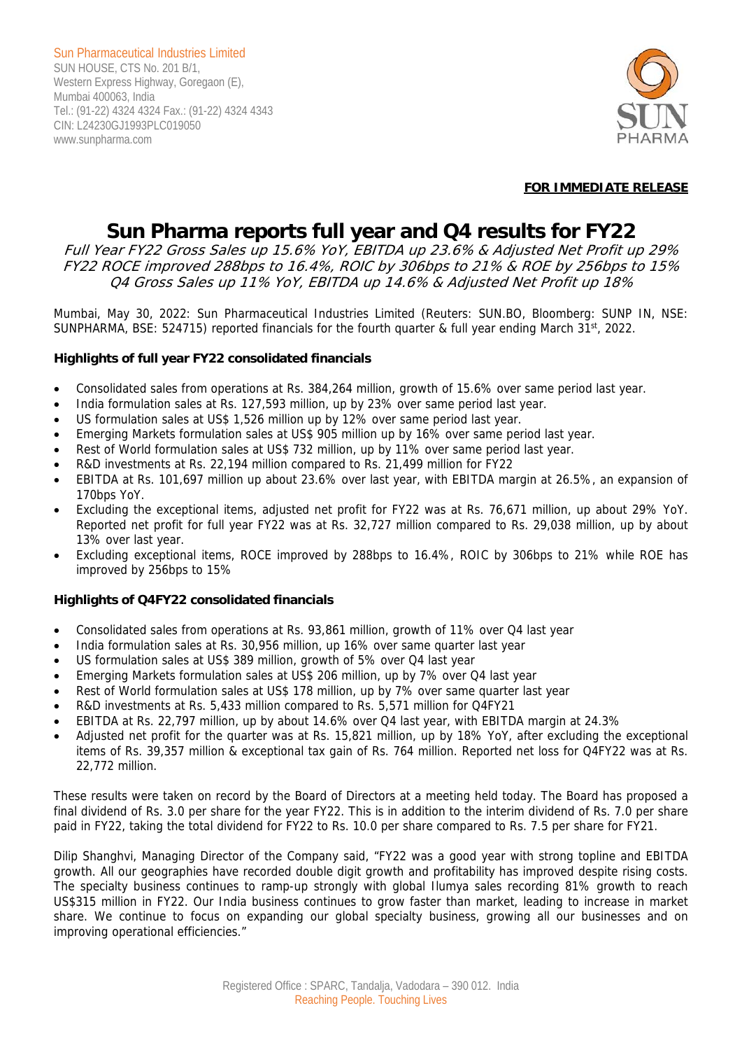Sun Pharmaceutical Industries Limited
SUN HOUSE, CTS No. 201 B/1,
Western Express Highway, Goregaon (E),
Mumbai 400063, India
Tel.: (91-22) 4324 4324 Fax.: (91-22) 4324 4343
CIN: L24230GJ1993PLC019050
www.sunpharma.com

**FOR IMMEDIATE RELEASE**

# Sun Pharma reports full year and Q4 results for FY22

*Full Year FY22 Gross Sales up 15.6% YoY, EBITDA up 23.6% & Adjusted Net Profit up 29%*
*FY22 ROCE improved 288bps to 16.4%, ROIC by 306bps to 21% & ROE by 256bps to 15%*
*Q4 Gross Sales up 11% YoY, EBITDA up 14.6% & Adjusted Net Profit up 18%*

Mumbai, May 30, 2022: Sun Pharmaceutical Industries Limited (Reuters: SUN.BO, Bloomberg: SUNP IN, NSE: SUNPHARMA, BSE: 524715) reported financials for the fourth quarter & full year ending March 31st, 2022.

### Highlights of full year FY22 consolidated financials

- Consolidated sales from operations at Rs. 384,264 million, growth of 15.6% over same period last year.
- India formulation sales at Rs. 127,593 million, up by 23% over same period last year.
- US formulation sales at US$ 1,526 million up by 12% over same period last year.
- Emerging Markets formulation sales at US$ 905 million up by 16% over same period last year.
- Rest of World formulation sales at US$ 732 million, up by 11% over same period last year.
- R&D investments at Rs. 22,194 million compared to Rs. 21,499 million for FY22
- EBITDA at Rs. 101,697 million up about 23.6% over last year, with EBITDA margin at 26.5%, an expansion of 170bps YoY.
- Excluding the exceptional items, adjusted net profit for FY22 was at Rs. 76,671 million, up about 29% YoY. Reported net profit for full year FY22 was at Rs. 32,727 million compared to Rs. 29,038 million, up by about 13% over last year.
- Excluding exceptional items, ROCE improved by 288bps to 16.4%, ROIC by 306bps to 21% while ROE has improved by 256bps to 15%

### Highlights of Q4FY22 consolidated financials

- Consolidated sales from operations at Rs. 93,861 million, growth of 11% over Q4 last year
- India formulation sales at Rs. 30,956 million, up 16% over same quarter last year
- US formulation sales at US$ 389 million, growth of 5% over Q4 last year
- Emerging Markets formulation sales at US$ 206 million, up by 7% over Q4 last year
- Rest of World formulation sales at US$ 178 million, up by 7% over same quarter last year
- R&D investments at Rs. 5,433 million compared to Rs. 5,571 million for Q4FY21
- EBITDA at Rs. 22,797 million, up by about 14.6% over Q4 last year, with EBITDA margin at 24.3%
- Adjusted net profit for the quarter was at Rs. 15,821 million, up by 18% YoY, after excluding the exceptional items of Rs. 39,357 million & exceptional tax gain of Rs. 764 million. Reported net loss for Q4FY22 was at Rs. 22,772 million.

These results were taken on record by the Board of Directors at a meeting held today. The Board has proposed a final dividend of Rs. 3.0 per share for the year FY22. This is in addition to the interim dividend of Rs. 7.0 per share paid in FY22, taking the total dividend for FY22 to Rs. 10.0 per share compared to Rs. 7.5 per share for FY21.

Dilip Shanghvi, Managing Director of the Company said, "FY22 was a good year with strong topline and EBITDA growth. All our geographies have recorded double digit growth and profitability has improved despite rising costs. The specialty business continues to ramp-up strongly with global Ilumya sales recording 81% growth to reach US$315 million in FY22. Our India business continues to grow faster than market, leading to increase in market share. We continue to focus on expanding our global specialty business, growing all our businesses and on improving operational efficiencies."

Registered Office : SPARC, Tandalja, Vadodara – 390 012. India
Reaching People. Touching Lives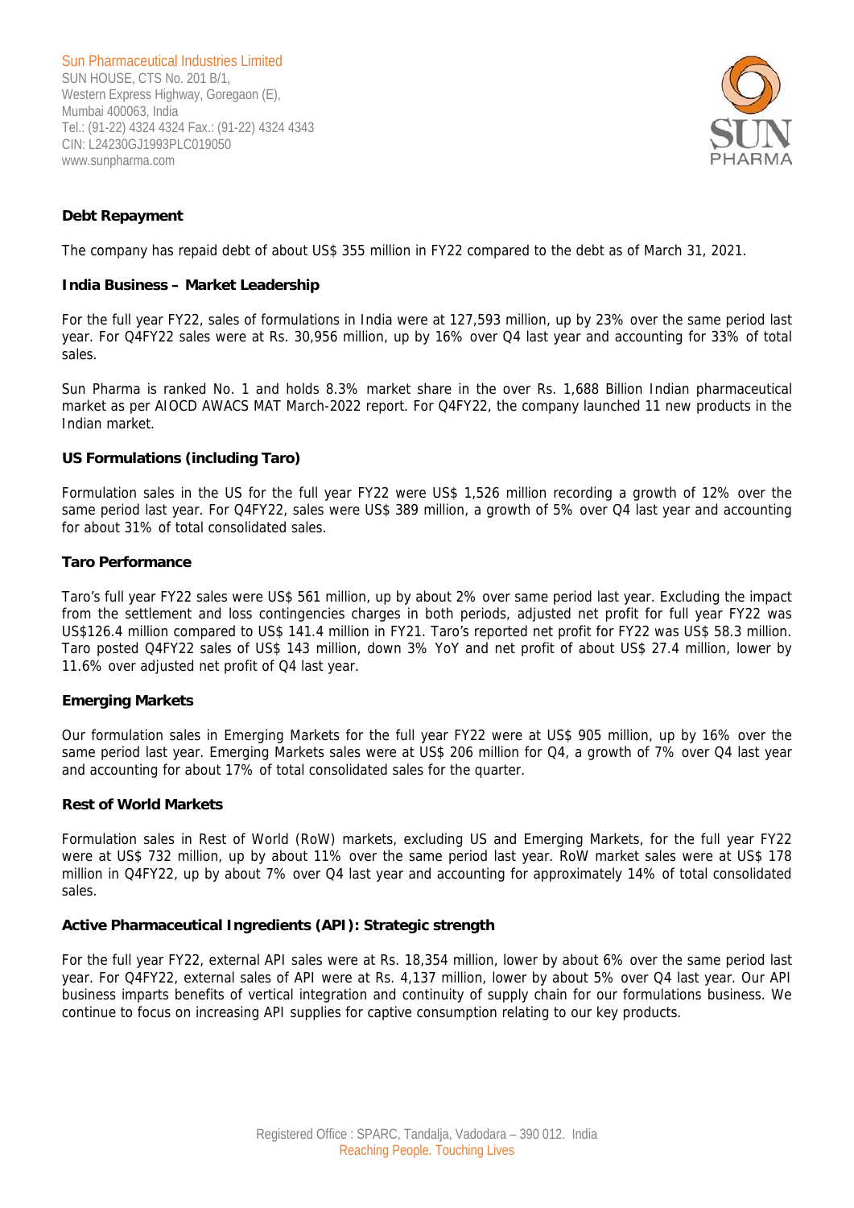**Debt Repayment**

The company has repaid debt of about US$ 355 million in FY22 compared to the debt as of March 31, 2021.

**India Business – Market Leadership**

For the full year FY22, sales of formulations in India were at 127,593 million, up by 23% over the same period last year. For Q4FY22 sales were at Rs. 30,956 million, up by 16% over Q4 last year and accounting for 33% of total sales.

Sun Pharma is ranked No. 1 and holds 8.3% market share in the over Rs. 1,688 Billion Indian pharmaceutical market as per AIOCD AWACS MAT March-2022 report. For Q4FY22, the company launched 11 new products in the Indian market.

**US Formulations (including Taro)**

Formulation sales in the US for the full year FY22 were US$ 1,526 million recording a growth of 12% over the same period last year. For Q4FY22, sales were US$ 389 million, a growth of 5% over Q4 last year and accounting for about 31% of total consolidated sales.

**Taro Performance**

Taro's full year FY22 sales were US$ 561 million, up by about 2% over same period last year. Excluding the impact from the settlement and loss contingencies charges in both periods, adjusted net profit for full year FY22 was US$126.4 million compared to US$ 141.4 million in FY21. Taro's reported net profit for FY22 was US$ 58.3 million. Taro posted Q4FY22 sales of US$ 143 million, down 3% YoY and net profit of about US$ 27.4 million, lower by 11.6% over adjusted net profit of Q4 last year.

**Emerging Markets**

Our formulation sales in Emerging Markets for the full year FY22 were at US$ 905 million, up by 16% over the same period last year. Emerging Markets sales were at US$ 206 million for Q4, a growth of 7% over Q4 last year and accounting for about 17% of total consolidated sales for the quarter.

**Rest of World Markets**

Formulation sales in Rest of World (RoW) markets, excluding US and Emerging Markets, for the full year FY22 were at US$ 732 million, up by about 11% over the same period last year. RoW market sales were at US$ 178 million in Q4FY22, up by about 7% over Q4 last year and accounting for approximately 14% of total consolidated sales.

**Active Pharmaceutical Ingredients (API): Strategic strength**

For the full year FY22, external API sales were at Rs. 18,354 million, lower by about 6% over the same period last year. For Q4FY22, external sales of API were at Rs. 4,137 million, lower by about 5% over Q4 last year. Our API business imparts benefits of vertical integration and continuity of supply chain for our formulations business. We continue to focus on increasing API supplies for captive consumption relating to our key products.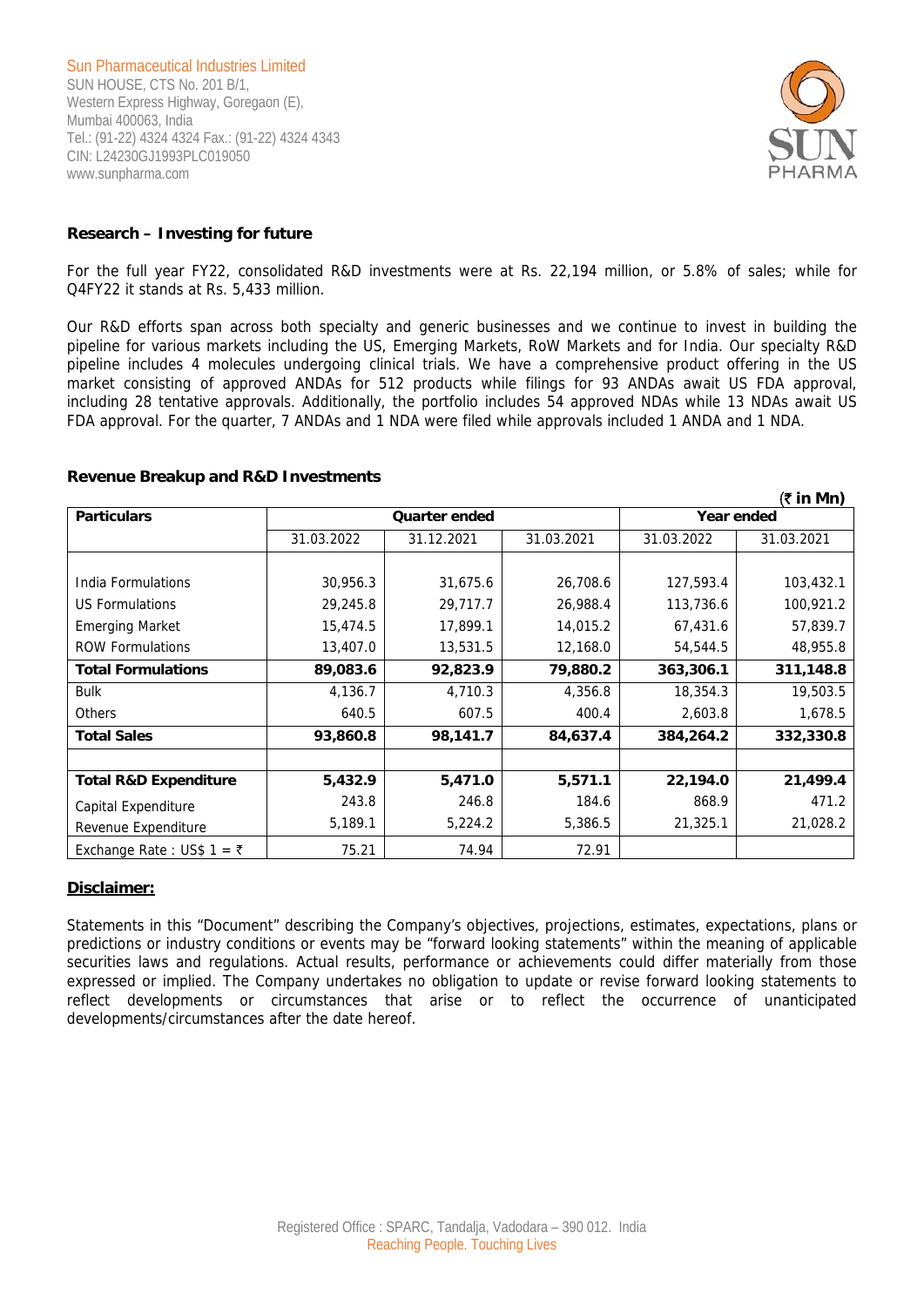Sun Pharmaceutical Industries Limited
SUN HOUSE, CTS No. 201 B/1,
Western Express Highway, Goregaon (E),
Mumbai 400063, India
Tel.: (91-22) 4324 4324 Fax.: (91-22) 4324 4343
CIN: L24230GJ1993PLC019050
www.sunpharma.com

**Research – Investing for future**

For the full year FY22, consolidated R&D investments were at Rs. 22,194 million, or 5.8% of sales; while for Q4FY22 it stands at Rs. 5,433 million.

Our R&D efforts span across both specialty and generic businesses and we continue to invest in building the pipeline for various markets including the US, Emerging Markets, RoW Markets and for India. Our specialty R&D pipeline includes 4 molecules undergoing clinical trials. We have a comprehensive product offering in the US market consisting of approved ANDAs for 512 products while filings for 93 ANDAs await US FDA approval, including 28 tentative approvals. Additionally, the portfolio includes 54 approved NDAs while 13 NDAs await US FDA approval. For the quarter, 7 ANDAs and 1 NDA were filed while approvals included 1 ANDA and 1 NDA.

**Revenue Breakup and R&D Investments**

(₹ in Mn)

| Particulars | Quarter ended | | | Year ended | |
|---|---|---|---|---|---|
| | 31.03.2022 | 31.12.2021 | 31.03.2021 | 31.03.2022 | 31.03.2021 |
| India Formulations | 30,956.3 | 31,675.6 | 26,708.6 | 127,593.4 | 103,432.1 |
| US Formulations | 29,245.8 | 29,717.7 | 26,988.4 | 113,736.6 | 100,921.2 |
| Emerging Market | 15,474.5 | 17,899.1 | 14,015.2 | 67,431.6 | 57,839.7 |
| ROW Formulations | 13,407.0 | 13,531.5 | 12,168.0 | 54,544.5 | 48,955.8 |
| **Total Formulations** | **89,083.6** | **92,823.9** | **79,880.2** | **363,306.1** | **311,148.8** |
| Bulk | 4,136.7 | 4,710.3 | 4,356.8 | 18,354.3 | 19,503.5 |
| Others | 640.5 | 607.5 | 400.4 | 2,603.8 | 1,678.5 |
| **Total Sales** | **93,860.8** | **98,141.7** | **84,637.4** | **384,264.2** | **332,330.8** |
| | | | | | |
| **Total R&D Expenditure** | **5,432.9** | **5,471.0** | **5,571.1** | **22,194.0** | **21,499.4** |
| Capital Expenditure | 243.8 | 246.8 | 184.6 | 868.9 | 471.2 |
| Revenue Expenditure | 5,189.1 | 5,224.2 | 5,386.5 | 21,325.1 | 21,028.2 |
| Exchange Rate : US$ 1 = ₹ | 75.21 | 74.94 | 72.91 | | |

**Disclaimer:**

Statements in this "Document" describing the Company's objectives, projections, estimates, expectations, plans or predictions or industry conditions or events may be "forward looking statements" within the meaning of applicable securities laws and regulations. Actual results, performance or achievements could differ materially from those expressed or implied. The Company undertakes no obligation to update or revise forward looking statements to reflect developments or circumstances that arise or to reflect the occurrence of unanticipated developments/circumstances after the date hereof.

Registered Office : SPARC, Tandalja, Vadodara – 390 012. India
Reaching People. Touching Lives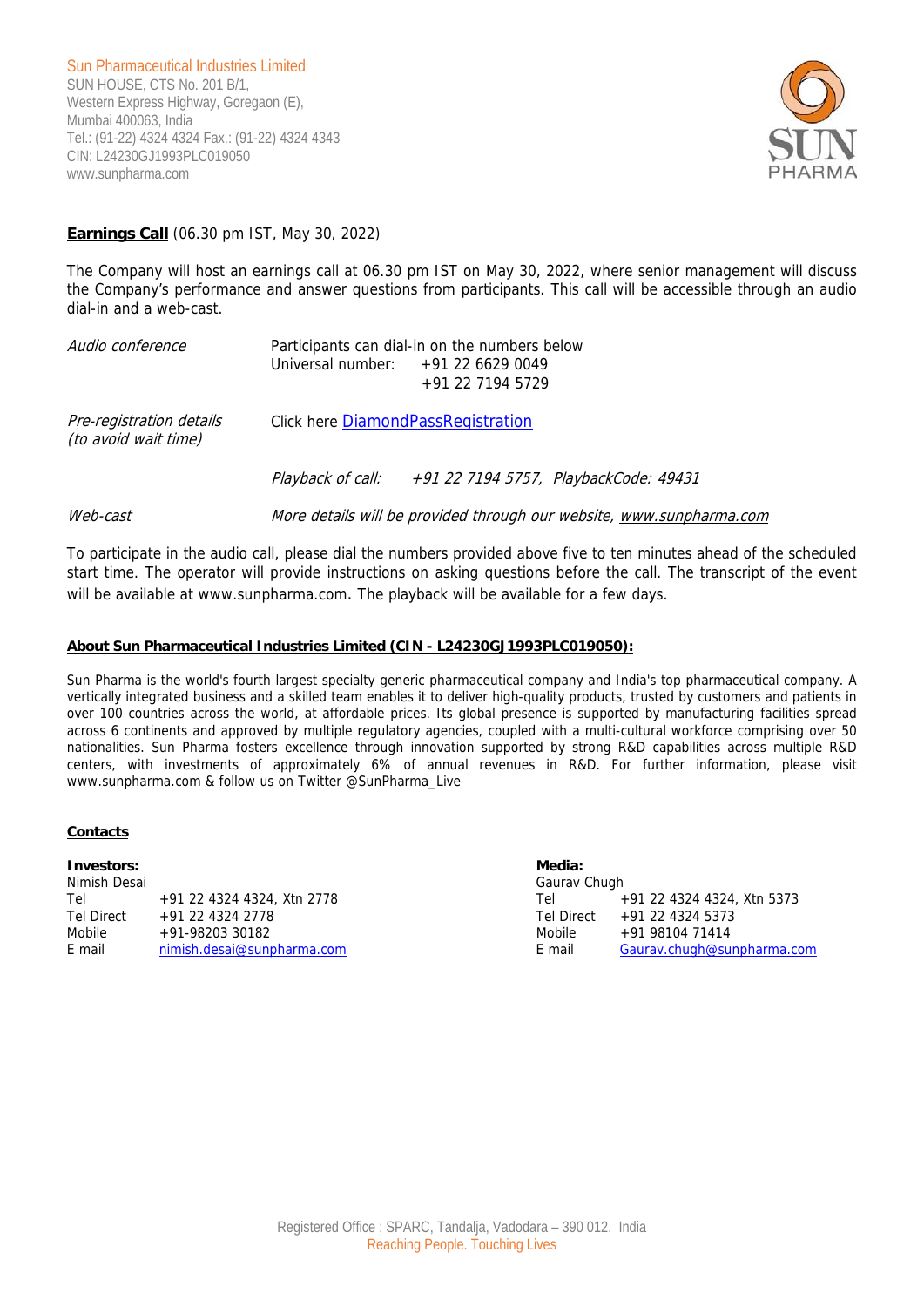Sun Pharmaceutical Industries Limited
SUN HOUSE, CTS No. 201 B/1,
Western Express Highway, Goregaon (E),
Mumbai 400063, India
Tel.: (91-22) 4324 4324 Fax.: (91-22) 4324 4343
CIN: L24230GJ1993PLC019050
www.sunpharma.com

**Earnings Call** (06.30 pm IST, May 30, 2022)

The Company will host an earnings call at 06.30 pm IST on May 30, 2022, where senior management will discuss the Company's performance and answer questions from participants. This call will be accessible through an audio dial-in and a web-cast.

| | |
|---|---|
| *Audio conference* | Participants can dial-in on the numbers below<br>Universal number: +91 22 6629 0049<br>+91 22 7194 5729 |
| *Pre-registration details (to avoid wait time)* | Click here DiamondPassRegistration |
| | *Playback of call: +91 22 7194 5757, PlaybackCode: 49431* |
| *Web-cast* | *More details will be provided through our website, www.sunpharma.com* |

To participate in the audio call, please dial the numbers provided above five to ten minutes ahead of the scheduled start time. The operator will provide instructions on asking questions before the call. The transcript of the event will be available at www.sunpharma.com. The playback will be available for a few days.

**About Sun Pharmaceutical Industries Limited (CIN - L24230GJ1993PLC019050):**

Sun Pharma is the world's fourth largest specialty generic pharmaceutical company and India's top pharmaceutical company. A vertically integrated business and a skilled team enables it to deliver high-quality products, trusted by customers and patients in over 100 countries across the world, at affordable prices. Its global presence is supported by manufacturing facilities spread across 6 continents and approved by multiple regulatory agencies, coupled with a multi-cultural workforce comprising over 50 nationalities. Sun Pharma fosters excellence through innovation supported by strong R&D capabilities across multiple R&D centers, with investments of approximately 6% of annual revenues in R&D. For further information, please visit www.sunpharma.com & follow us on Twitter @SunPharma_Live

**Contacts**

**Investors:**
Nimish Desai

| | |
|---|---|
| Tel | +91 22 4324 4324, Xtn 2778 |
| Tel Direct | +91 22 4324 2778 |
| Mobile | +91-98203 30182 |
| E mail | nimish.desai@sunpharma.com |

**Media:**
Gaurav Chugh

| | |
|---|---|
| Tel | +91 22 4324 4324, Xtn 5373 |
| Tel Direct | +91 22 4324 5373 |
| Mobile | +91 98104 71414 |
| E mail | Gaurav.chugh@sunpharma.com |

Registered Office : SPARC, Tandalja, Vadodara – 390 012. India
Reaching People. Touching Lives